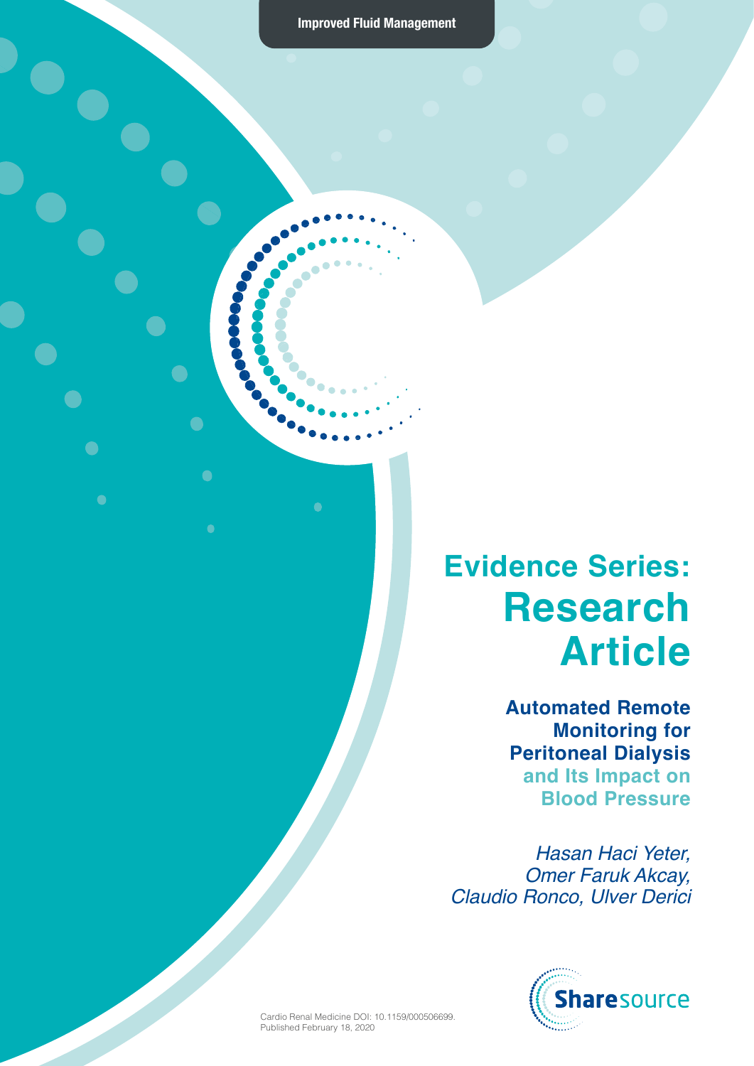**Improved Fluid Management**

# Evidence Series: Research Article

## Automated Remote Monitoring for Peritoneal Dialysis and Its Impact on Blood Pressure

*Hasan Haci Yeter, Omer Faruk Akcay, Claudio Ronco, Ulver Derici*

Sharesource

Cardio Renal Medicine DOI: 10.1159/000506699.
Published February 18, 2020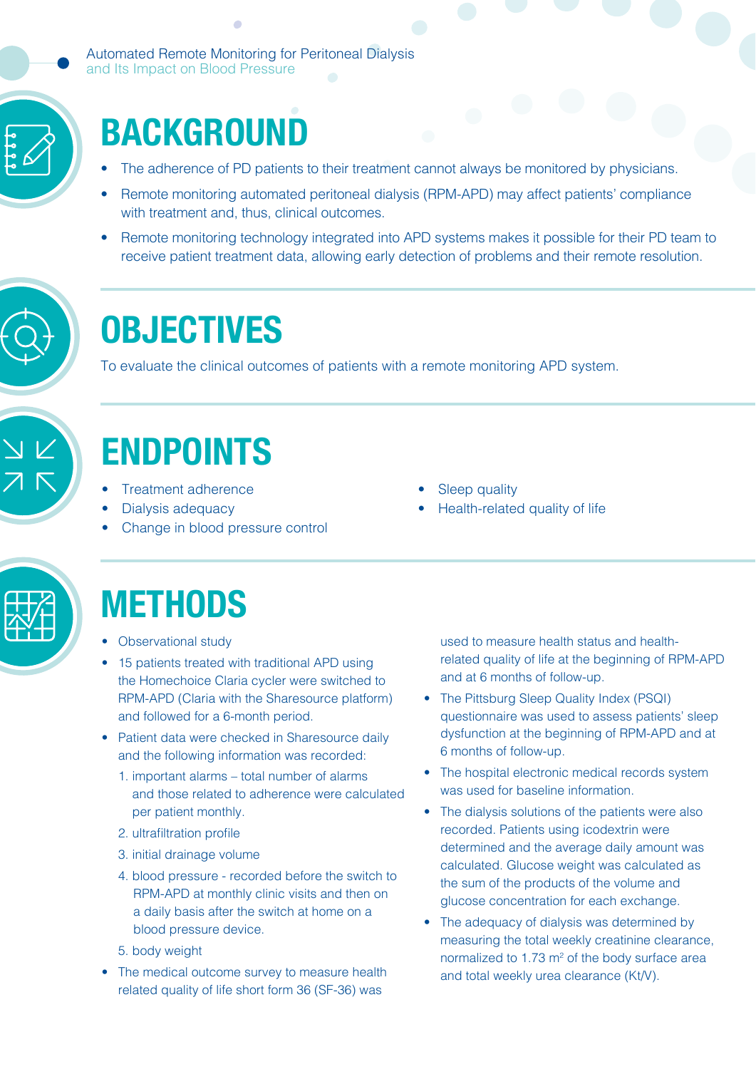## BACKGROUND

- The adherence of PD patients to their treatment cannot always be monitored by physicians.
- Remote monitoring automated peritoneal dialysis (RPM-APD) may affect patients' compliance with treatment and, thus, clinical outcomes.
- Remote monitoring technology integrated into APD systems makes it possible for their PD team to receive patient treatment data, allowing early detection of problems and their remote resolution.

## OBJECTIVES

To evaluate the clinical outcomes of patients with a remote monitoring APD system.

## ENDPOINTS

- Treatment adherence
- Dialysis adequacy
- Change in blood pressure control
- Sleep quality
- Health-related quality of life

## METHODS

- Observational study
- 15 patients treated with traditional APD using the Homechoice Claria cycler were switched to RPM-APD (Claria with the Sharesource platform) and followed for a 6-month period.
- Patient data were checked in Sharesource daily and the following information was recorded:
  1. important alarms – total number of alarms and those related to adherence were calculated per patient monthly.
  2. ultrafiltration profile
  3. initial drainage volume
  4. blood pressure - recorded before the switch to RPM-APD at monthly clinic visits and then on a daily basis after the switch at home on a blood pressure device.
  5. body weight
- The medical outcome survey to measure health related quality of life short form 36 (SF-36) was used to measure health status and health-related quality of life at the beginning of RPM-APD and at 6 months of follow-up.
- The Pittsburg Sleep Quality Index (PSQI) questionnaire was used to assess patients' sleep dysfunction at the beginning of RPM-APD and at 6 months of follow-up.
- The hospital electronic medical records system was used for baseline information.
- The dialysis solutions of the patients were also recorded. Patients using icodextrin were determined and the average daily amount was calculated. Glucose weight was calculated as the sum of the products of the volume and glucose concentration for each exchange.
- The adequacy of dialysis was determined by measuring the total weekly creatinine clearance, normalized to 1.73 $m^2$ of the body surface area and total weekly urea clearance (Kt/V).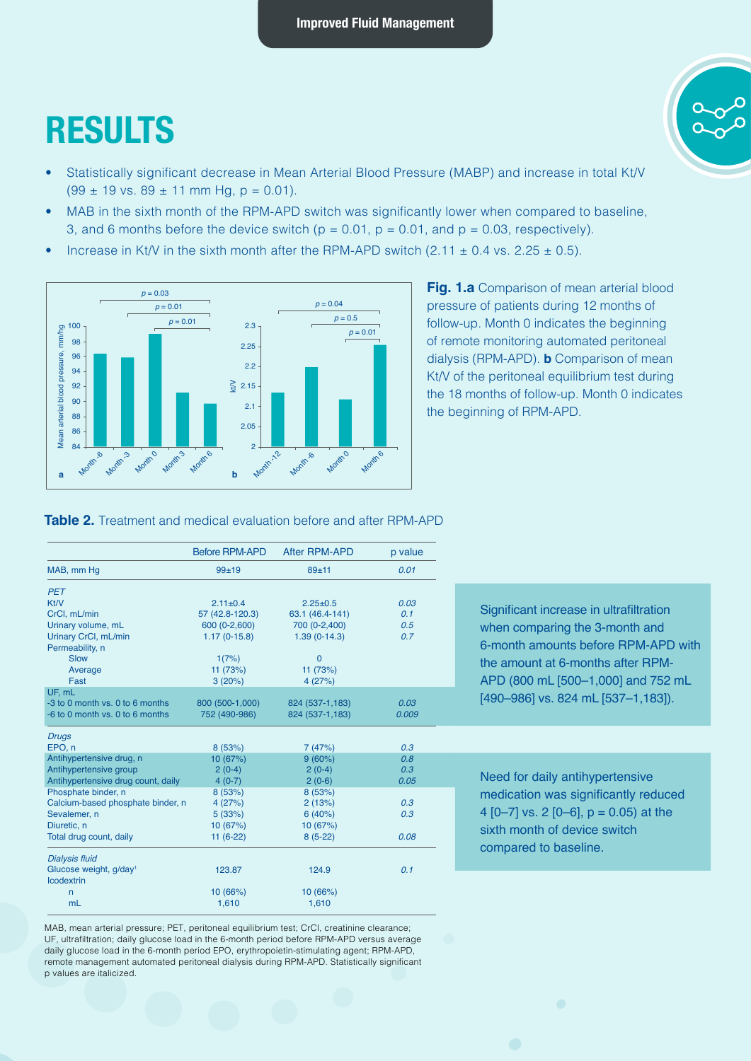## RESULTS

- Statistically significant decrease in Mean Arterial Blood Pressure (MABP) and increase in total Kt/V (99 ± 19 vs. 89 ± 11 mm Hg, p = 0.01).
- MAB in the sixth month of the RPM-APD switch was significantly lower when compared to baseline, 3, and 6 months before the device switch (p = 0.01, p = 0.01, and p = 0.03, respectively).
- Increase in Kt/V in the sixth month after the RPM-APD switch (2.11 ± 0.4 vs. 2.25 ± 0.5).

**Fig. 1.a** Comparison of mean arterial blood pressure of patients during 12 months of follow-up. Month 0 indicates the beginning of remote monitoring automated peritoneal dialysis (RPM-APD). **b** Comparison of mean Kt/V of the peritoneal equilibrium test during the 18 months of follow-up. Month 0 indicates the beginning of RPM-APD.

**Table 2.** Treatment and medical evaluation before and after RPM-APD

| | Before RPM-APD | After RPM-APD | p value |
|---|---|---|---|
| MAB, mm Hg | 99±19 | 89±11 | *0.01* |
| *PET* | | | |
| Kt/V | 2.11±0.4 | 2.25±0.5 | *0.03* |
| CrCl, mL/min | 57 (42.8-120.3) | 63.1 (46.4-141) | 0.1 |
| Urinary volume, mL | 600 (0-2,600) | 700 (0-2,400) | 0.5 |
| Urinary CrCl, mL/min | 1.17 (0-15.8) | 1.39 (0-14.3) | 0.7 |
| Permeability, n | | | |
| Slow | 1(7%) | 0 | |
| Average | 11 (73%) | 11 (73%) | |
| Fast | 3 (20%) | 4 (27%) | |
| UF, mL | | | |
| -3 to 0 month vs. 0 to 6 months | 800 (500-1,000) | 824 (537-1,183) | *0.03* |
| -6 to 0 month vs. 0 to 6 months | 752 (490-986) | 824 (537-1,183) | *0.009* |
| *Drugs* | | | |
| EPO, n | 8 (53%) | 7 (47%) | 0.3 |
| Antihypertensive drug, n | 10 (67%) | 9 (60%) | 0.8 |
| Antihypertensive group | 2 (0-4) | 2 (0-4) | 0.3 |
| Antihypertensive drug count, daily | 4 (0-7) | 2 (0-6) | *0.05* |
| Phosphate binder, n | 8 (53%) | 8 (53%) | |
| Calcium-based phosphate binder, n | 4 (27%) | 2 (13%) | 0.3 |
| Sevalemer, n | 5 (33%) | 6 (40%) | 0.3 |
| Diuretic, n | 10 (67%) | 10 (67%) | |
| Total drug count, daily | 11 (6-22) | 8 (5-22) | 0.08 |
| *Dialysis fluid* | | | |
| Glucose weight, g/day[1] | 123.87 | 124.9 | 0.1 |
| Icodextrin | | | |
| n | 10 (66%) | 10 (66%) | |
| mL | 1,610 | 1,610 | |

MAB, mean arterial pressure; PET, peritoneal equilibrium test; CrCl, creatinine clearance; UF, ultrafiltration; daily glucose load in the 6-month period before RPM-APD versus average daily glucose load in the 6-month period EPO, erythropoietin-stimulating agent; RPM-APD, remote management automated peritoneal dialysis during RPM-APD. Statistically significant p values are italicized.

Significant increase in ultrafiltration when comparing the 3-month and 6-month amounts before RPM-APD with the amount at 6-months after RPM-APD (800 mL [500–1,000] and 752 mL [490–986] vs. 824 mL [537–1,183]).

Need for daily antihypertensive medication was significantly reduced 4 [0–7] vs. 2 [0–6], p = 0.05) at the sixth month of device switch compared to baseline.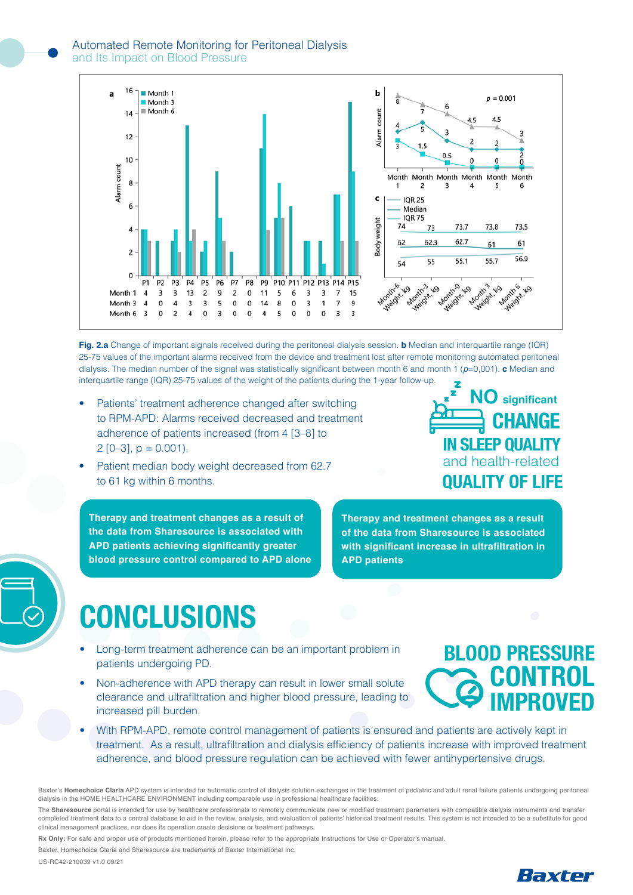Automated Remote Monitoring for Peritoneal Dialysis
and Its Impact on Blood Pressure

a

16
14
12
10
8
6
4
2
0

Alarm count

Month 1
Month 3
Month 6

P1 P2 P3 P4 P5 P6 P7 P8 P9 P10 P11 P12 P13 P14 P15

Month 1 4 3 3 13 2 9 2 0 11 5 6 3 3 7 15
Month 3 4 0 4 3 3 5 0 0 14 8 0 3 1 7 9
Month 6 3 0 2 4 0 3 0 0 4 5 0 0 0 3 3

b

Alarm count

p = 0.001

8 7 6 4.5 4.5 3
4 5 3 2 2 2
3 1.5 0.5 0 0 0

Month 1 Month 2 Month 3 Month 4 Month 5 Month 6

c

Body weight

IQR 25
Median
IQR 75

74 73 73.7 73.8 73.5
62 62.3 62.7 61 61
54 55 55.1 55.7 56.9

Month-6 Weight, kg
Month-3 Weight, kg
Month-0 Weight, kg
Month 3 Weight, kg
Month 6 Weight, kg

**Fig. 2.a** Change of important signals received during the peritoneal dialysis session. **b** Median and interquartile range (IQR) 25-75 values of the important alarms received from the device and treatment lost after remote monitoring automated peritoneal dialysis. The median number of the signal was statistically significant between month 6 and month 1 (*p*=0,001). **c** Median and interquartile range (IQR) 25-75 values of the weight of the patients during the 1-year follow-up.

- Patients' treatment adherence changed after switching to RPM-APD: Alarms received decreased and treatment adherence of patients increased (from 4 [3–8] to 2 [0–3], p = 0.001).
- Patient median body weight decreased from 62.7 to 61 kg within 6 months.

**NO** significant **CHANGE IN SLEEP QUALITY** and health-related **QUALITY OF LIFE**

**Therapy and treatment changes as a result of the data from Sharesource is associated with APD patients achieving significantly greater blood pressure control compared to APD alone**

**Therapy and treatment changes as a result of the data from Sharesource is associated with significant increase in ultrafiltration in APD patients**

# CONCLUSIONS

- Long-term treatment adherence can be an important problem in patients undergoing PD.
- Non-adherence with APD therapy can result in lower small solute clearance and ultrafiltration and higher blood pressure, leading to increased pill burden.
- With RPM-APD, remote control management of patients is ensured and patients are actively kept in treatment. As a result, ultrafiltration and dialysis efficiency of patients increase with improved treatment adherence, and blood pressure regulation can be achieved with fewer antihypertensive drugs.

**BLOOD PRESSURE CONTROL IMPROVED**

Baxter's **Homechoice Claria** APD system is intended for automatic control of dialysis solution exchanges in the treatment of pediatric and adult renal failure patients undergoing peritoneal dialysis in the HOME HEALTHCARE ENVIRONMENT including comparable use in professional healthcare facilities.

The **Sharesource** portal is intended for use by healthcare professionals to remotely communicate new or modified treatment parameters with compatible dialysis instruments and transfer completed treatment data to a central database to aid in the review, analysis, and evaluation of patients' historical treatment results. This system is not intended to be a substitute for good clinical management practices, nor does its operation create decisions or treatment pathways.

**Rx Only:** For safe and proper use of products mentioned herein, please refer to the appropriate Instructions for Use or Operator's manual.

Baxter, Homechoice Claria and Sharesource are trademarks of Baxter International Inc.

US-RC42-210039 v1.0 09/21

Baxter